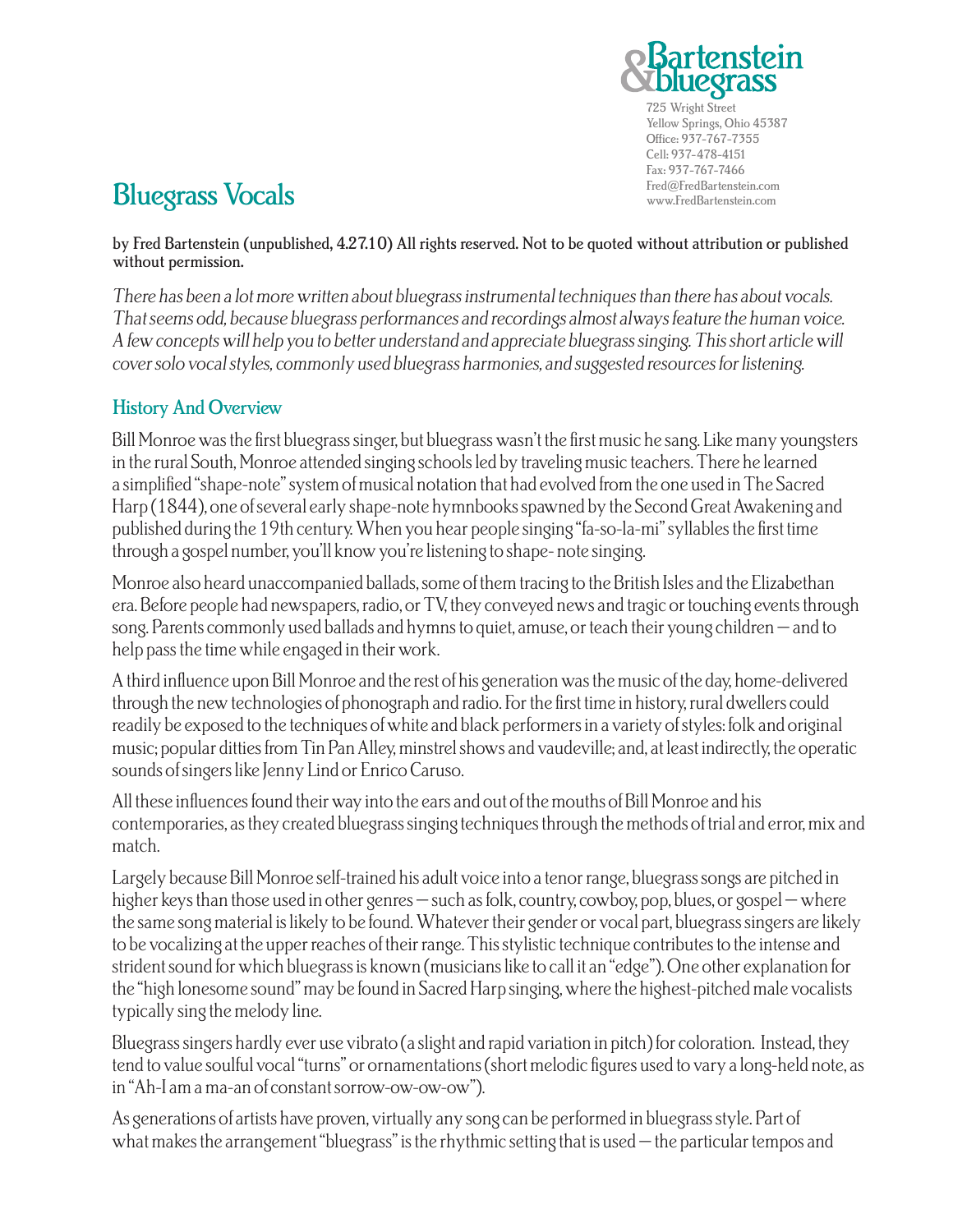Bartenstein & bluegrass

725 Wright Street
Yellow Springs, Ohio 45387
Office: 937-767-7355
Cell: 937-478-4151
Fax: 937-767-7466
Fred@FredBartenstein.com
www.FredBartenstein.com

# Bluegrass Vocals

**by Fred Bartenstein (unpublished, 4.27.10) All rights reserved. Not to be quoted without attribution or published without permission.**

*There has been a lot more written about bluegrass instrumental techniques than there has about vocals. That seems odd, because bluegrass performances and recordings almost always feature the human voice. A few concepts will help you to better understand and appreciate bluegrass singing. This short article will cover solo vocal styles, commonly used bluegrass harmonies, and suggested resources for listening.*

## History And Overview

Bill Monroe was the first bluegrass singer, but bluegrass wasn't the first music he sang. Like many youngsters in the rural South, Monroe attended singing schools led by traveling music teachers. There he learned a simplified "shape-note" system of musical notation that had evolved from the one used in The Sacred Harp (1844), one of several early shape-note hymnbooks spawned by the Second Great Awakening and published during the 19th century. When you hear people singing "fa-so-la-mi" syllables the first time through a gospel number, you'll know you're listening to shape- note singing.

Monroe also heard unaccompanied ballads, some of them tracing to the British Isles and the Elizabethan era. Before people had newspapers, radio, or TV, they conveyed news and tragic or touching events through song. Parents commonly used ballads and hymns to quiet, amuse, or teach their young children — and to help pass the time while engaged in their work.

A third influence upon Bill Monroe and the rest of his generation was the music of the day, home-delivered through the new technologies of phonograph and radio. For the first time in history, rural dwellers could readily be exposed to the techniques of white and black performers in a variety of styles: folk and original music; popular ditties from Tin Pan Alley, minstrel shows and vaudeville; and, at least indirectly, the operatic sounds of singers like Jenny Lind or Enrico Caruso.

All these influences found their way into the ears and out of the mouths of Bill Monroe and his contemporaries, as they created bluegrass singing techniques through the methods of trial and error, mix and match.

Largely because Bill Monroe self-trained his adult voice into a tenor range, bluegrass songs are pitched in higher keys than those used in other genres — such as folk, country, cowboy, pop, blues, or gospel — where the same song material is likely to be found. Whatever their gender or vocal part, bluegrass singers are likely to be vocalizing at the upper reaches of their range. This stylistic technique contributes to the intense and strident sound for which bluegrass is known (musicians like to call it an "edge"). One other explanation for the "high lonesome sound" may be found in Sacred Harp singing, where the highest-pitched male vocalists typically sing the melody line.

Bluegrass singers hardly ever use vibrato (a slight and rapid variation in pitch) for coloration. Instead, they tend to value soulful vocal "turns" or ornamentations (short melodic figures used to vary a long-held note, as in "Ah-I am a ma-an of constant sorrow-ow-ow-ow").

As generations of artists have proven, virtually any song can be performed in bluegrass style. Part of what makes the arrangement "bluegrass" is the rhythmic setting that is used — the particular tempos and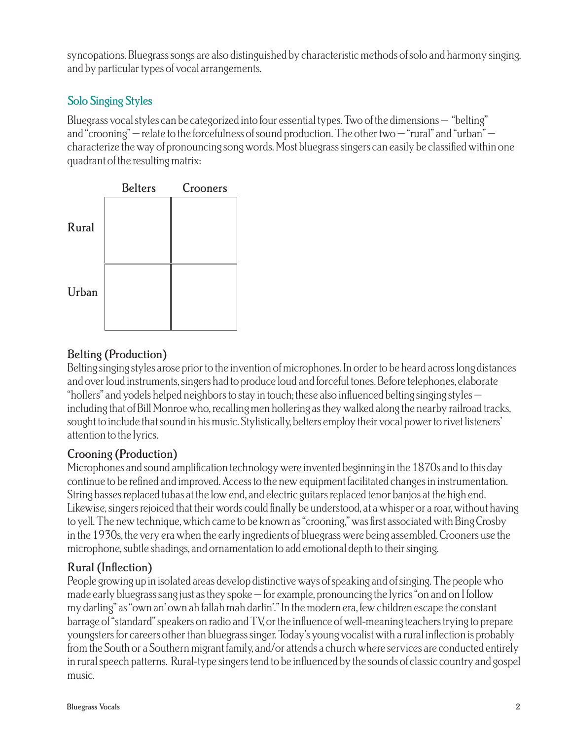syncopations. Bluegrass songs are also distinguished by characteristic methods of solo and harmony singing, and by particular types of vocal arrangements.

## Solo Singing Styles

Bluegrass vocal styles can be categorized into four essential types. Two of the dimensions — "belting" and "crooning" — relate to the forcefulness of sound production. The other two — "rural" and "urban" — characterize the way of pronouncing song words. Most bluegrass singers can easily be classified within one quadrant of the resulting matrix:

| | Belters | Crooners |
|---|---|---|
| Rural | | |
| Urban | | |

### Belting (Production)

Belting singing styles arose prior to the invention of microphones. In order to be heard across long distances and over loud instruments, singers had to produce loud and forceful tones. Before telephones, elaborate "hollers" and yodels helped neighbors to stay in touch; these also influenced belting singing styles — including that of Bill Monroe who, recalling men hollering as they walked along the nearby railroad tracks, sought to include that sound in his music. Stylistically, belters employ their vocal power to rivet listeners' attention to the lyrics.

### Crooning (Production)

Microphones and sound amplification technology were invented beginning in the 1870s and to this day continue to be refined and improved. Access to the new equipment facilitated changes in instrumentation. String basses replaced tubas at the low end, and electric guitars replaced tenor banjos at the high end. Likewise, singers rejoiced that their words could finally be understood, at a whisper or a roar, without having to yell. The new technique, which came to be known as "crooning," was first associated with Bing Crosby in the 1930s, the very era when the early ingredients of bluegrass were being assembled. Crooners use the microphone, subtle shadings, and ornamentation to add emotional depth to their singing.

### Rural (Inflection)

People growing up in isolated areas develop distinctive ways of speaking and of singing. The people who made early bluegrass sang just as they spoke — for example, pronouncing the lyrics "on and on I follow my darling" as "own an' own ah fallah mah darlin'." In the modern era, few children escape the constant barrage of "standard" speakers on radio and TV, or the influence of well-meaning teachers trying to prepare youngsters for careers other than bluegrass singer. Today's young vocalist with a rural inflection is probably from the South or a Southern migrant family, and/or attends a church where services are conducted entirely in rural speech patterns. Rural-type singers tend to be influenced by the sounds of classic country and gospel music.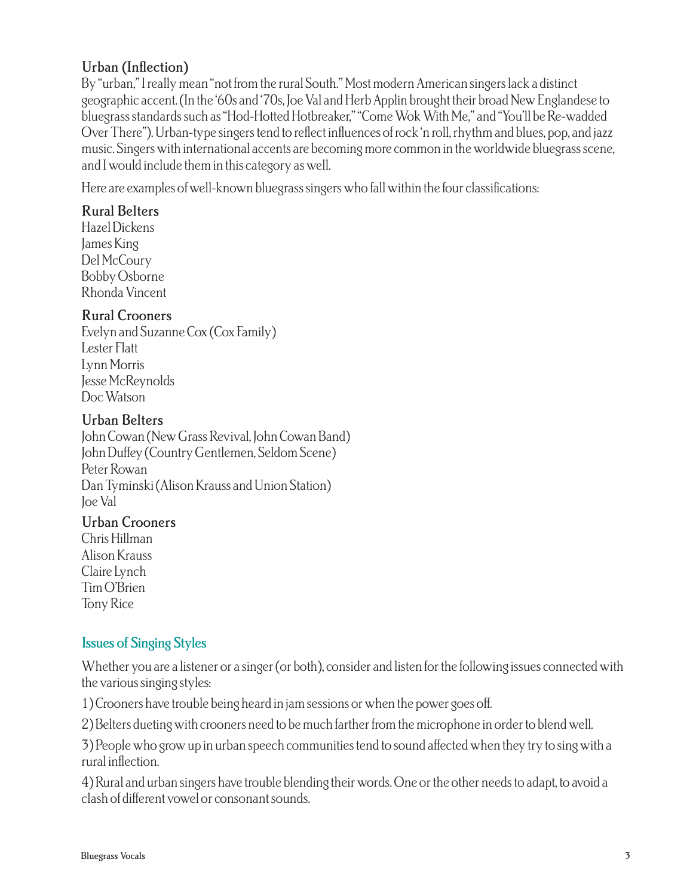### Urban (Inflection)

By "urban," I really mean "not from the rural South." Most modern American singers lack a distinct geographic accent. (In the '60s and '70s, Joe Val and Herb Applin brought their broad New Englandese to bluegrass standards such as "Hod-Hotted Hotbreaker," "Come Wok With Me," and "You'll be Re-wadded Over There"). Urban-type singers tend to reflect influences of rock 'n roll, rhythm and blues, pop, and jazz music. Singers with international accents are becoming more common in the worldwide bluegrass scene, and I would include them in this category as well.

Here are examples of well-known bluegrass singers who fall within the four classifications:

#### Rural Belters

Hazel Dickens
James King
Del McCoury
Bobby Osborne
Rhonda Vincent

#### Rural Crooners

Evelyn and Suzanne Cox (Cox Family)
Lester Flatt
Lynn Morris
Jesse McReynolds
Doc Watson

#### Urban Belters

John Cowan (New Grass Revival, John Cowan Band)
John Duffey (Country Gentlemen, Seldom Scene)
Peter Rowan
Dan Tyminski (Alison Krauss and Union Station)
Joe Val

#### Urban Crooners

Chris Hillman
Alison Krauss
Claire Lynch
Tim O'Brien
Tony Rice

## Issues of Singing Styles

Whether you are a listener or a singer (or both), consider and listen for the following issues connected with the various singing styles:

1) Crooners have trouble being heard in jam sessions or when the power goes off.

2) Belters dueting with crooners need to be much farther from the microphone in order to blend well.

3) People who grow up in urban speech communities tend to sound affected when they try to sing with a rural inflection.

4) Rural and urban singers have trouble blending their words. One or the other needs to adapt, to avoid a clash of different vowel or consonant sounds.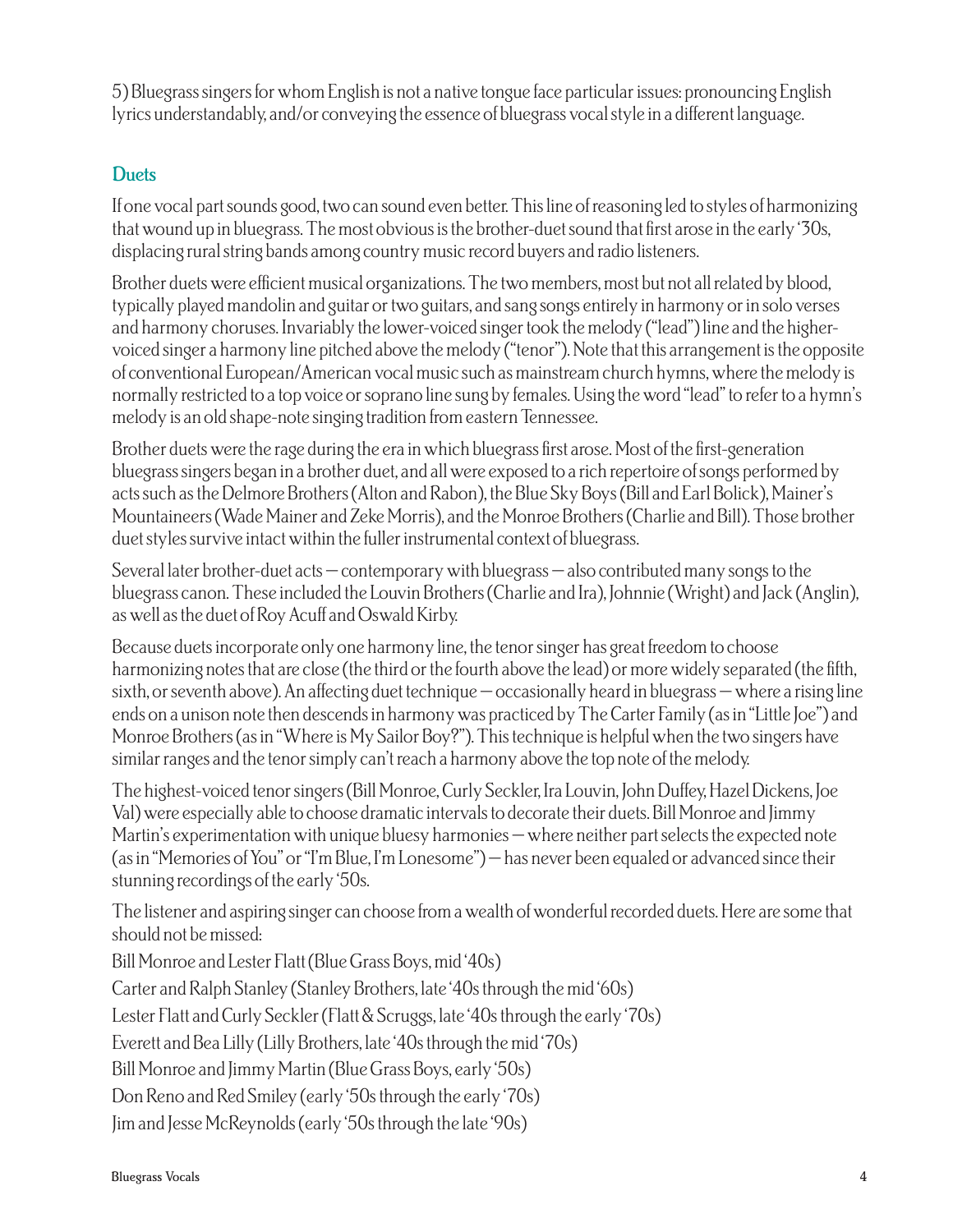5) Bluegrass singers for whom English is not a native tongue face particular issues: pronouncing English lyrics understandably, and/or conveying the essence of bluegrass vocal style in a different language.

## Duets

If one vocal part sounds good, two can sound even better. This line of reasoning led to styles of harmonizing that wound up in bluegrass. The most obvious is the brother-duet sound that first arose in the early '30s, displacing rural string bands among country music record buyers and radio listeners.

Brother duets were efficient musical organizations. The two members, most but not all related by blood, typically played mandolin and guitar or two guitars, and sang songs entirely in harmony or in solo verses and harmony choruses. Invariably the lower-voiced singer took the melody ("lead") line and the higher-voiced singer a harmony line pitched above the melody ("tenor"). Note that this arrangement is the opposite of conventional European/American vocal music such as mainstream church hymns, where the melody is normally restricted to a top voice or soprano line sung by females. Using the word "lead" to refer to a hymn's melody is an old shape-note singing tradition from eastern Tennessee.

Brother duets were the rage during the era in which bluegrass first arose. Most of the first-generation bluegrass singers began in a brother duet, and all were exposed to a rich repertoire of songs performed by acts such as the Delmore Brothers (Alton and Rabon), the Blue Sky Boys (Bill and Earl Bolick), Mainer's Mountaineers (Wade Mainer and Zeke Morris), and the Monroe Brothers (Charlie and Bill). Those brother duet styles survive intact within the fuller instrumental context of bluegrass.

Several later brother-duet acts — contemporary with bluegrass — also contributed many songs to the bluegrass canon. These included the Louvin Brothers (Charlie and Ira), Johnnie (Wright) and Jack (Anglin), as well as the duet of Roy Acuff and Oswald Kirby.

Because duets incorporate only one harmony line, the tenor singer has great freedom to choose harmonizing notes that are close (the third or the fourth above the lead) or more widely separated (the fifth, sixth, or seventh above). An affecting duet technique — occasionally heard in bluegrass — where a rising line ends on a unison note then descends in harmony was practiced by The Carter Family (as in "Little Joe") and Monroe Brothers (as in "Where is My Sailor Boy?"). This technique is helpful when the two singers have similar ranges and the tenor simply can't reach a harmony above the top note of the melody.

The highest-voiced tenor singers (Bill Monroe, Curly Seckler, Ira Louvin, John Duffey, Hazel Dickens, Joe Val) were especially able to choose dramatic intervals to decorate their duets. Bill Monroe and Jimmy Martin's experimentation with unique bluesy harmonies — where neither part selects the expected note (as in "Memories of You" or "I'm Blue, I'm Lonesome") — has never been equaled or advanced since their stunning recordings of the early '50s.

The listener and aspiring singer can choose from a wealth of wonderful recorded duets. Here are some that should not be missed:

Bill Monroe and Lester Flatt (Blue Grass Boys, mid '40s)

Carter and Ralph Stanley (Stanley Brothers, late '40s through the mid '60s)

Lester Flatt and Curly Seckler (Flatt & Scruggs, late '40s through the early '70s)

Everett and Bea Lilly (Lilly Brothers, late '40s through the mid '70s)

Bill Monroe and Jimmy Martin (Blue Grass Boys, early '50s)

Don Reno and Red Smiley (early '50s through the early '70s)

Jim and Jesse McReynolds (early '50s through the late '90s)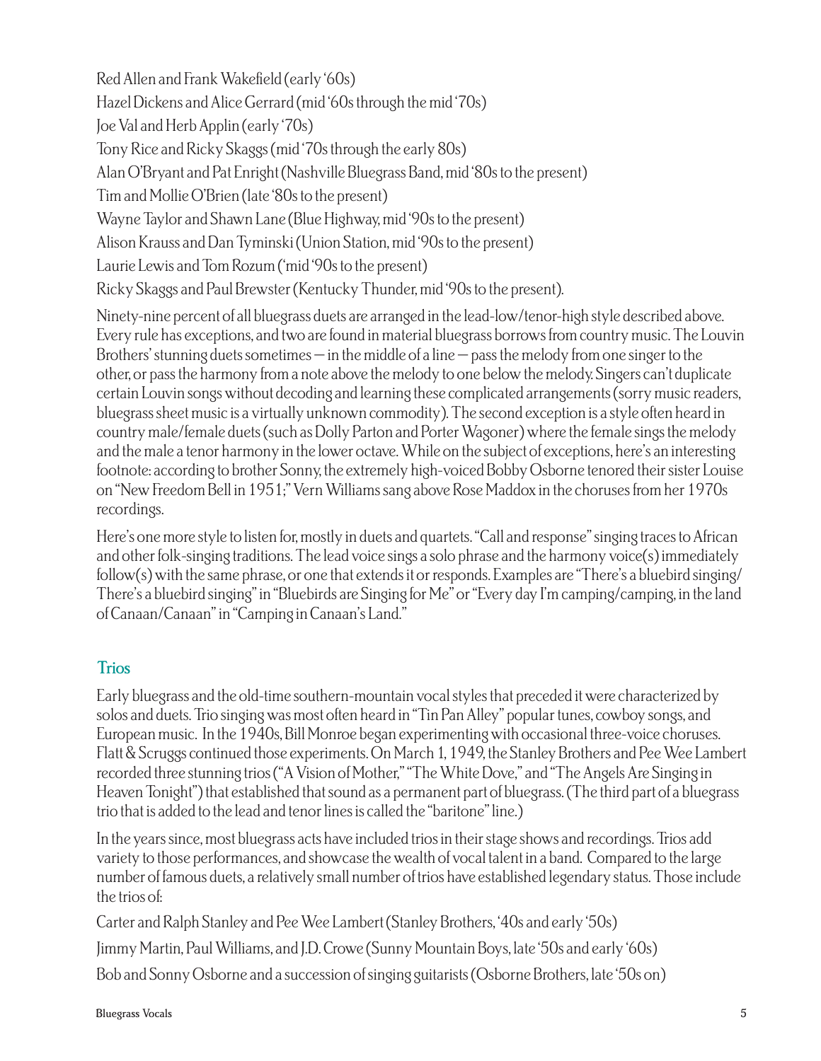Red Allen and Frank Wakefield (early '60s)

Hazel Dickens and Alice Gerrard (mid '60s through the mid '70s)

Joe Val and Herb Applin (early '70s)

Tony Rice and Ricky Skaggs (mid '70s through the early 80s)

Alan O'Bryant and Pat Enright (Nashville Bluegrass Band, mid '80s to the present)

Tim and Mollie O'Brien (late '80s to the present)

Wayne Taylor and Shawn Lane (Blue Highway, mid '90s to the present)

Alison Krauss and Dan Tyminski (Union Station, mid '90s to the present)

Laurie Lewis and Tom Rozum ('mid '90s to the present)

Ricky Skaggs and Paul Brewster (Kentucky Thunder, mid '90s to the present).

Ninety-nine percent of all bluegrass duets are arranged in the lead-low/tenor-high style described above. Every rule has exceptions, and two are found in material bluegrass borrows from country music. The Louvin Brothers' stunning duets sometimes — in the middle of a line — pass the melody from one singer to the other, or pass the harmony from a note above the melody to one below the melody. Singers can't duplicate certain Louvin songs without decoding and learning these complicated arrangements (sorry music readers, bluegrass sheet music is a virtually unknown commodity). The second exception is a style often heard in country male/female duets (such as Dolly Parton and Porter Wagoner) where the female sings the melody and the male a tenor harmony in the lower octave. While on the subject of exceptions, here's an interesting footnote: according to brother Sonny, the extremely high-voiced Bobby Osborne tenored their sister Louise on "New Freedom Bell in 1951;" Vern Williams sang above Rose Maddox in the choruses from her 1970s recordings.

Here's one more style to listen for, mostly in duets and quartets. "Call and response" singing traces to African and other folk-singing traditions. The lead voice sings a solo phrase and the harmony voice(s) immediately follow(s) with the same phrase, or one that extends it or responds. Examples are "There's a bluebird singing/ There's a bluebird singing" in "Bluebirds are Singing for Me" or "Every day I'm camping/camping, in the land of Canaan/Canaan" in "Camping in Canaan's Land."

## Trios

Early bluegrass and the old-time southern-mountain vocal styles that preceded it were characterized by solos and duets. Trio singing was most often heard in "Tin Pan Alley" popular tunes, cowboy songs, and European music. In the 1940s, Bill Monroe began experimenting with occasional three-voice choruses. Flatt & Scruggs continued those experiments. On March 1, 1949, the Stanley Brothers and Pee Wee Lambert recorded three stunning trios ("A Vision of Mother," "The White Dove," and "The Angels Are Singing in Heaven Tonight") that established that sound as a permanent part of bluegrass. (The third part of a bluegrass trio that is added to the lead and tenor lines is called the "baritone" line.)

In the years since, most bluegrass acts have included trios in their stage shows and recordings. Trios add variety to those performances, and showcase the wealth of vocal talent in a band. Compared to the large number of famous duets, a relatively small number of trios have established legendary status. Those include the trios of:

Carter and Ralph Stanley and Pee Wee Lambert (Stanley Brothers, '40s and early '50s)

Jimmy Martin, Paul Williams, and J.D. Crowe (Sunny Mountain Boys, late '50s and early '60s)

Bob and Sonny Osborne and a succession of singing guitarists (Osborne Brothers, late '50s on)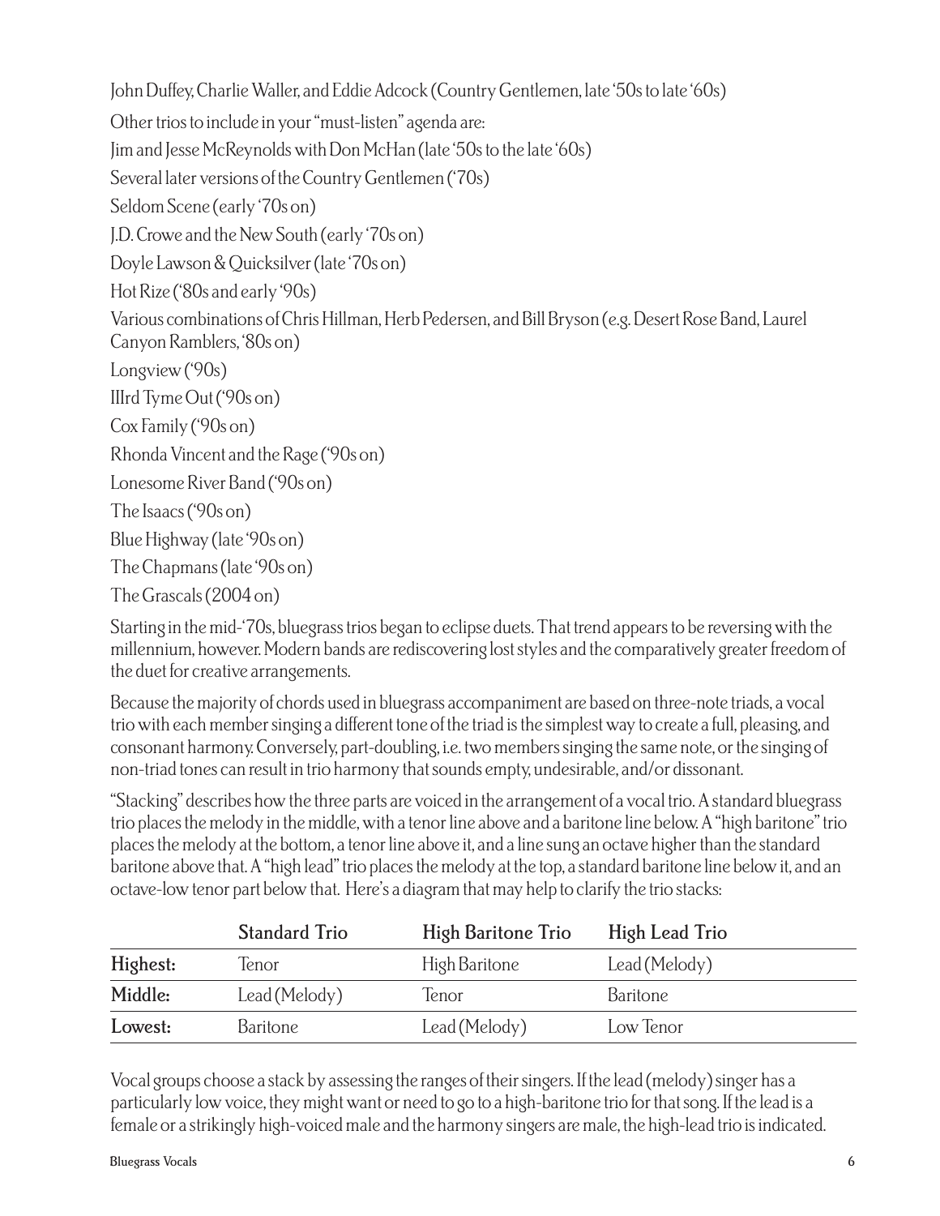John Duffey, Charlie Waller, and Eddie Adcock (Country Gentlemen, late '50s to late '60s)

Other trios to include in your "must-listen" agenda are:

Jim and Jesse McReynolds with Don McHan (late '50s to the late '60s)

Several later versions of the Country Gentlemen ('70s)

Seldom Scene (early '70s on)

J.D. Crowe and the New South (early '70s on)

Doyle Lawson & Quicksilver (late '70s on)

Hot Rize ('80s and early '90s)

Various combinations of Chris Hillman, Herb Pedersen, and Bill Bryson (e.g. Desert Rose Band, Laurel Canyon Ramblers, '80s on)

Longview ('90s)

IIIrd Tyme Out ('90s on)

Cox Family ('90s on)

Rhonda Vincent and the Rage ('90s on)

Lonesome River Band ('90s on)

The Isaacs ('90s on)

Blue Highway (late '90s on)

The Chapmans (late '90s on)

The Grascals (2004 on)

Starting in the mid-'70s, bluegrass trios began to eclipse duets. That trend appears to be reversing with the millennium, however. Modern bands are rediscovering lost styles and the comparatively greater freedom of the duet for creative arrangements.

Because the majority of chords used in bluegrass accompaniment are based on three-note triads, a vocal trio with each member singing a different tone of the triad is the simplest way to create a full, pleasing, and consonant harmony. Conversely, part-doubling, i.e. two members singing the same note, or the singing of non-triad tones can result in trio harmony that sounds empty, undesirable, and/or dissonant.

"Stacking" describes how the three parts are voiced in the arrangement of a vocal trio. A standard bluegrass trio places the melody in the middle, with a tenor line above and a baritone line below. A "high baritone" trio places the melody at the bottom, a tenor line above it, and a line sung an octave higher than the standard baritone above that. A "high lead" trio places the melody at the top, a standard baritone line below it, and an octave-low tenor part below that. Here's a diagram that may help to clarify the trio stacks:

| | Standard Trio | High Baritone Trio | High Lead Trio |
|---|---|---|---|
| **Highest:** | Tenor | High Baritone | Lead (Melody) |
| **Middle:** | Lead (Melody) | Tenor | Baritone |
| **Lowest:** | Baritone | Lead (Melody) | Low Tenor |

Vocal groups choose a stack by assessing the ranges of their singers. If the lead (melody) singer has a particularly low voice, they might want or need to go to a high-baritone trio for that song. If the lead is a female or a strikingly high-voiced male and the harmony singers are male, the high-lead trio is indicated.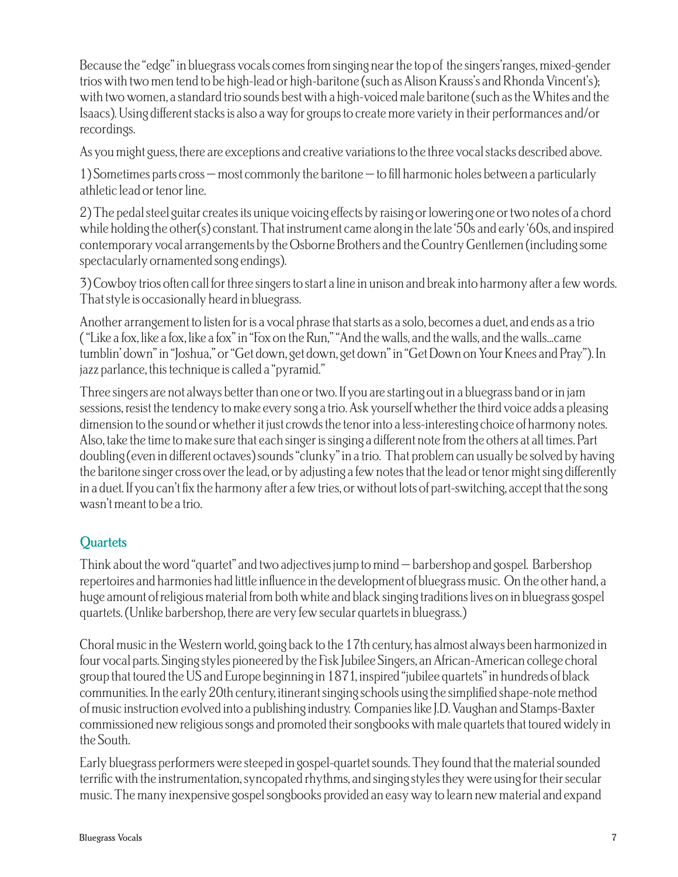Because the "edge" in bluegrass vocals comes from singing near the top of the singers' ranges, mixed-gender trios with two men tend to be high-lead or high-baritone (such as Alison Krauss's and Rhonda Vincent's); with two women, a standard trio sounds best with a high-voiced male baritone (such as the Whites and the Isaacs). Using different stacks is also a way for groups to create more variety in their performances and/or recordings.

As you might guess, there are exceptions and creative variations to the three vocal stacks described above.

1) Sometimes parts cross — most commonly the baritone — to fill harmonic holes between a particularly athletic lead or tenor line.

2) The pedal steel guitar creates its unique voicing effects by raising or lowering one or two notes of a chord while holding the other(s) constant. That instrument came along in the late '50s and early '60s, and inspired contemporary vocal arrangements by the Osborne Brothers and the Country Gentlemen (including some spectacularly ornamented song endings).

3) Cowboy trios often call for three singers to start a line in unison and break into harmony after a few words. That style is occasionally heard in bluegrass.

Another arrangement to listen for is a vocal phrase that starts as a solo, becomes a duet, and ends as a trio ("Like a fox, like a fox, like a fox" in "Fox on the Run," "And the walls, and the walls, and the walls...came tumblin' down" in "Joshua," or "Get down, get down, get down" in "Get Down on Your Knees and Pray"). In jazz parlance, this technique is called a "pyramid."

Three singers are not always better than one or two. If you are starting out in a bluegrass band or in jam sessions, resist the tendency to make every song a trio. Ask yourself whether the third voice adds a pleasing dimension to the sound or whether it just crowds the tenor into a less-interesting choice of harmony notes. Also, take the time to make sure that each singer is singing a different note from the others at all times. Part doubling (even in different octaves) sounds "clunky" in a trio. That problem can usually be solved by having the baritone singer cross over the lead, or by adjusting a few notes that the lead or tenor might sing differently in a duet. If you can't fix the harmony after a few tries, or without lots of part-switching, accept that the song wasn't meant to be a trio.

## Quartets

Think about the word "quartet" and two adjectives jump to mind — barbershop and gospel. Barbershop repertoires and harmonies had little influence in the development of bluegrass music. On the other hand, a huge amount of religious material from both white and black singing traditions lives on in bluegrass gospel quartets. (Unlike barbershop, there are very few secular quartets in bluegrass.)

Choral music in the Western world, going back to the 17th century, has almost always been harmonized in four vocal parts. Singing styles pioneered by the Fisk Jubilee Singers, an African-American college choral group that toured the US and Europe beginning in 1871, inspired "jubilee quartets" in hundreds of black communities. In the early 20th century, itinerant singing schools using the simplified shape-note method of music instruction evolved into a publishing industry. Companies like J.D. Vaughan and Stamps-Baxter commissioned new religious songs and promoted their songbooks with male quartets that toured widely in the South.

Early bluegrass performers were steeped in gospel-quartet sounds. They found that the material sounded terrific with the instrumentation, syncopated rhythms, and singing styles they were using for their secular music. The many inexpensive gospel songbooks provided an easy way to learn new material and expand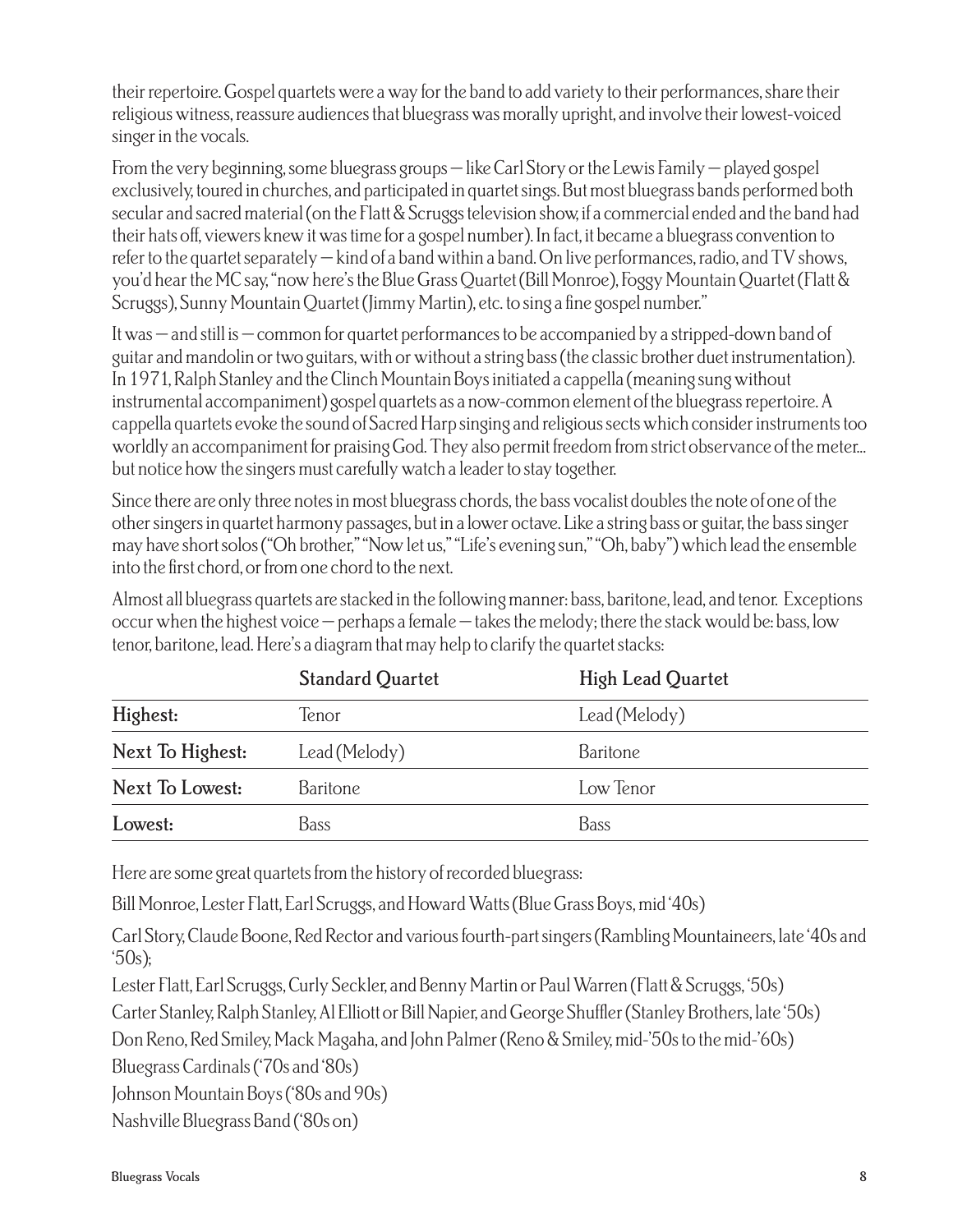their repertoire. Gospel quartets were a way for the band to add variety to their performances, share their religious witness, reassure audiences that bluegrass was morally upright, and involve their lowest-voiced singer in the vocals.

From the very beginning, some bluegrass groups — like Carl Story or the Lewis Family — played gospel exclusively, toured in churches, and participated in quartet sings. But most bluegrass bands performed both secular and sacred material (on the Flatt & Scruggs television show, if a commercial ended and the band had their hats off, viewers knew it was time for a gospel number). In fact, it became a bluegrass convention to refer to the quartet separately — kind of a band within a band. On live performances, radio, and TV shows, you'd hear the MC say, "now here's the Blue Grass Quartet (Bill Monroe), Foggy Mountain Quartet (Flatt & Scruggs), Sunny Mountain Quartet (Jimmy Martin), etc. to sing a fine gospel number."

It was — and still is — common for quartet performances to be accompanied by a stripped-down band of guitar and mandolin or two guitars, with or without a string bass (the classic brother duet instrumentation). In 1971, Ralph Stanley and the Clinch Mountain Boys initiated a cappella (meaning sung without instrumental accompaniment) gospel quartets as a now-common element of the bluegrass repertoire. A cappella quartets evoke the sound of Sacred Harp singing and religious sects which consider instruments too worldly an accompaniment for praising God. They also permit freedom from strict observance of the meter... but notice how the singers must carefully watch a leader to stay together.

Since there are only three notes in most bluegrass chords, the bass vocalist doubles the note of one of the other singers in quartet harmony passages, but in a lower octave. Like a string bass or guitar, the bass singer may have short solos ("Oh brother," "Now let us," "Life's evening sun," "Oh, baby") which lead the ensemble into the first chord, or from one chord to the next.

Almost all bluegrass quartets are stacked in the following manner: bass, baritone, lead, and tenor. Exceptions occur when the highest voice — perhaps a female — takes the melody; there the stack would be: bass, low tenor, baritone, lead. Here's a diagram that may help to clarify the quartet stacks:

| | **Standard Quartet** | **High Lead Quartet** |
|---|---|---|
| **Highest:** | Tenor | Lead (Melody) |
| **Next To Highest:** | Lead (Melody) | Baritone |
| **Next To Lowest:** | Baritone | Low Tenor |
| **Lowest:** | Bass | Bass |

Here are some great quartets from the history of recorded bluegrass:

Bill Monroe, Lester Flatt, Earl Scruggs, and Howard Watts (Blue Grass Boys, mid '40s)

Carl Story, Claude Boone, Red Rector and various fourth-part singers (Rambling Mountaineers, late '40s and '50s);

Lester Flatt, Earl Scruggs, Curly Seckler, and Benny Martin or Paul Warren (Flatt & Scruggs, '50s)

Carter Stanley, Ralph Stanley, Al Elliott or Bill Napier, and George Shuffler (Stanley Brothers, late '50s)

Don Reno, Red Smiley, Mack Magaha, and John Palmer (Reno & Smiley, mid-'50s to the mid-'60s)

Bluegrass Cardinals ('70s and '80s)

Johnson Mountain Boys ('80s and 90s)

Nashville Bluegrass Band ('80s on)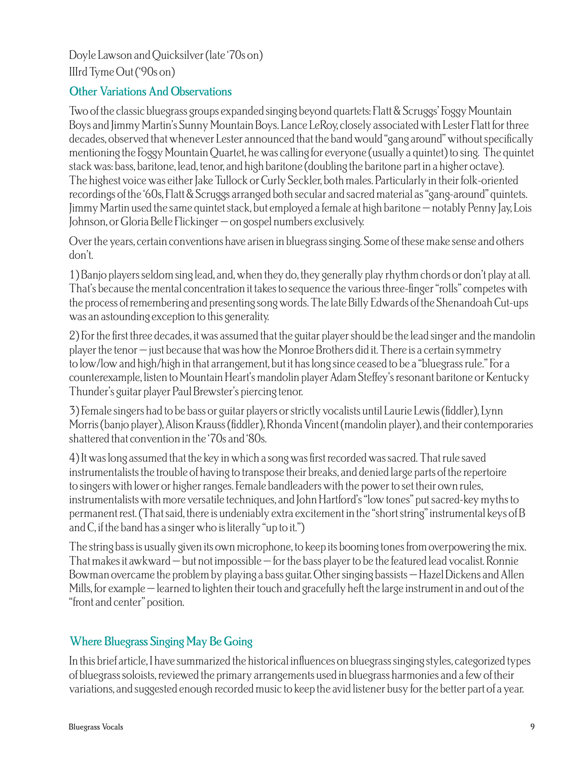Doyle Lawson and Quicksilver (late '70s on)
IIIrd Tyme Out ('90s on)

## Other Variations And Observations

Two of the classic bluegrass groups expanded singing beyond quartets: Flatt & Scruggs' Foggy Mountain Boys and Jimmy Martin's Sunny Mountain Boys. Lance LeRoy, closely associated with Lester Flatt for three decades, observed that whenever Lester announced that the band would "gang around" without specifically mentioning the Foggy Mountain Quartet, he was calling for everyone (usually a quintet) to sing. The quintet stack was: bass, baritone, lead, tenor, and high baritone (doubling the baritone part in a higher octave). The highest voice was either Jake Tullock or Curly Seckler, both males. Particularly in their folk-oriented recordings of the '60s, Flatt & Scruggs arranged both secular and sacred material as "gang-around" quintets. Jimmy Martin used the same quintet stack, but employed a female at high baritone — notably Penny Jay, Lois Johnson, or Gloria Belle Flickinger — on gospel numbers exclusively.

Over the years, certain conventions have arisen in bluegrass singing. Some of these make sense and others don't.

1) Banjo players seldom sing lead, and, when they do, they generally play rhythm chords or don't play at all. That's because the mental concentration it takes to sequence the various three-finger "rolls" competes with the process of remembering and presenting song words. The late Billy Edwards of the Shenandoah Cut-ups was an astounding exception to this generality.

2) For the first three decades, it was assumed that the guitar player should be the lead singer and the mandolin player the tenor — just because that was how the Monroe Brothers did it. There is a certain symmetry to low/low and high/high in that arrangement, but it has long since ceased to be a "bluegrass rule." For a counterexample, listen to Mountain Heart's mandolin player Adam Steffey's resonant baritone or Kentucky Thunder's guitar player Paul Brewster's piercing tenor.

3) Female singers had to be bass or guitar players or strictly vocalists until Laurie Lewis (fiddler), Lynn Morris (banjo player), Alison Krauss (fiddler), Rhonda Vincent (mandolin player), and their contemporaries shattered that convention in the '70s and '80s.

4) It was long assumed that the key in which a song was first recorded was sacred. That rule saved instrumentalists the trouble of having to transpose their breaks, and denied large parts of the repertoire to singers with lower or higher ranges. Female bandleaders with the power to set their own rules, instrumentalists with more versatile techniques, and John Hartford's "low tones" put sacred-key myths to permanent rest. (That said, there is undeniably extra excitement in the "short string" instrumental keys of B and C, if the band has a singer who is literally "up to it.")

The string bass is usually given its own microphone, to keep its booming tones from overpowering the mix. That makes it awkward — but not impossible — for the bass player to be the featured lead vocalist. Ronnie Bowman overcame the problem by playing a bass guitar. Other singing bassists — Hazel Dickens and Allen Mills, for example — learned to lighten their touch and gracefully heft the large instrument in and out of the "front and center" position.

## Where Bluegrass Singing May Be Going

In this brief article, I have summarized the historical influences on bluegrass singing styles, categorized types of bluegrass soloists, reviewed the primary arrangements used in bluegrass harmonies and a few of their variations, and suggested enough recorded music to keep the avid listener busy for the better part of a year.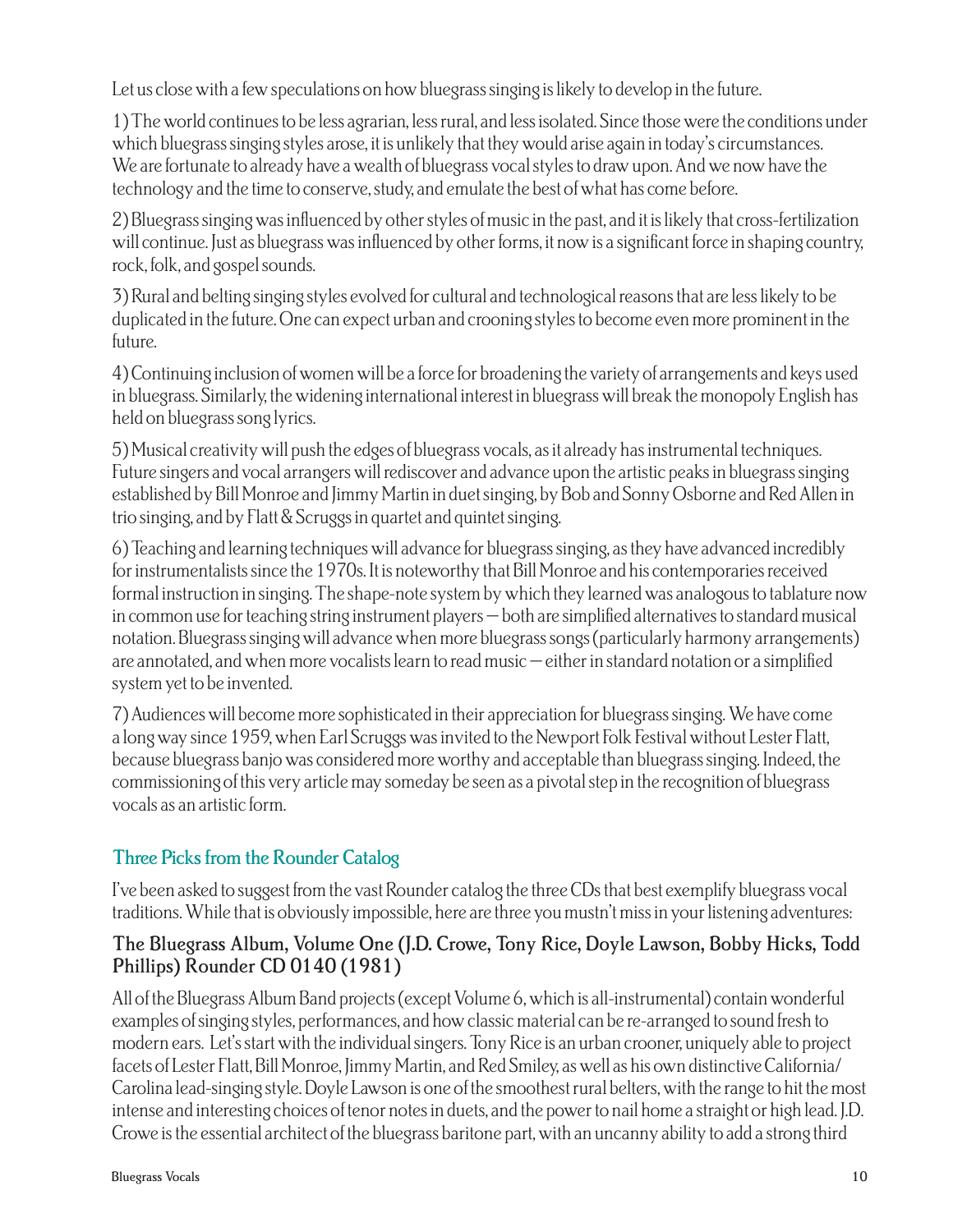Let us close with a few speculations on how bluegrass singing is likely to develop in the future.

1) The world continues to be less agrarian, less rural, and less isolated. Since those were the conditions under which bluegrass singing styles arose, it is unlikely that they would arise again in today's circumstances. We are fortunate to already have a wealth of bluegrass vocal styles to draw upon. And we now have the technology and the time to conserve, study, and emulate the best of what has come before.

2) Bluegrass singing was influenced by other styles of music in the past, and it is likely that cross-fertilization will continue. Just as bluegrass was influenced by other forms, it now is a significant force in shaping country, rock, folk, and gospel sounds.

3) Rural and belting singing styles evolved for cultural and technological reasons that are less likely to be duplicated in the future. One can expect urban and crooning styles to become even more prominent in the future.

4) Continuing inclusion of women will be a force for broadening the variety of arrangements and keys used in bluegrass. Similarly, the widening international interest in bluegrass will break the monopoly English has held on bluegrass song lyrics.

5) Musical creativity will push the edges of bluegrass vocals, as it already has instrumental techniques. Future singers and vocal arrangers will rediscover and advance upon the artistic peaks in bluegrass singing established by Bill Monroe and Jimmy Martin in duet singing, by Bob and Sonny Osborne and Red Allen in trio singing, and by Flatt & Scruggs in quartet and quintet singing.

6) Teaching and learning techniques will advance for bluegrass singing, as they have advanced incredibly for instrumentalists since the 1970s. It is noteworthy that Bill Monroe and his contemporaries received formal instruction in singing. The shape-note system by which they learned was analogous to tablature now in common use for teaching string instrument players — both are simplified alternatives to standard musical notation. Bluegrass singing will advance when more bluegrass songs (particularly harmony arrangements) are annotated, and when more vocalists learn to read music — either in standard notation or a simplified system yet to be invented.

7) Audiences will become more sophisticated in their appreciation for bluegrass singing. We have come a long way since 1959, when Earl Scruggs was invited to the Newport Folk Festival without Lester Flatt, because bluegrass banjo was considered more worthy and acceptable than bluegrass singing. Indeed, the commissioning of this very article may someday be seen as a pivotal step in the recognition of bluegrass vocals as an artistic form.

## Three Picks from the Rounder Catalog

I've been asked to suggest from the vast Rounder catalog the three CDs that best exemplify bluegrass vocal traditions. While that is obviously impossible, here are three you mustn't miss in your listening adventures:

### The Bluegrass Album, Volume One (J.D. Crowe, Tony Rice, Doyle Lawson, Bobby Hicks, Todd Phillips) Rounder CD 0140 (1981)

All of the Bluegrass Album Band projects (except Volume 6, which is all-instrumental) contain wonderful examples of singing styles, performances, and how classic material can be re-arranged to sound fresh to modern ears. Let's start with the individual singers. Tony Rice is an urban crooner, uniquely able to project facets of Lester Flatt, Bill Monroe, Jimmy Martin, and Red Smiley, as well as his own distinctive California/Carolina lead-singing style. Doyle Lawson is one of the smoothest rural belters, with the range to hit the most intense and interesting choices of tenor notes in duets, and the power to nail home a straight or high lead. J.D. Crowe is the essential architect of the bluegrass baritone part, with an uncanny ability to add a strong third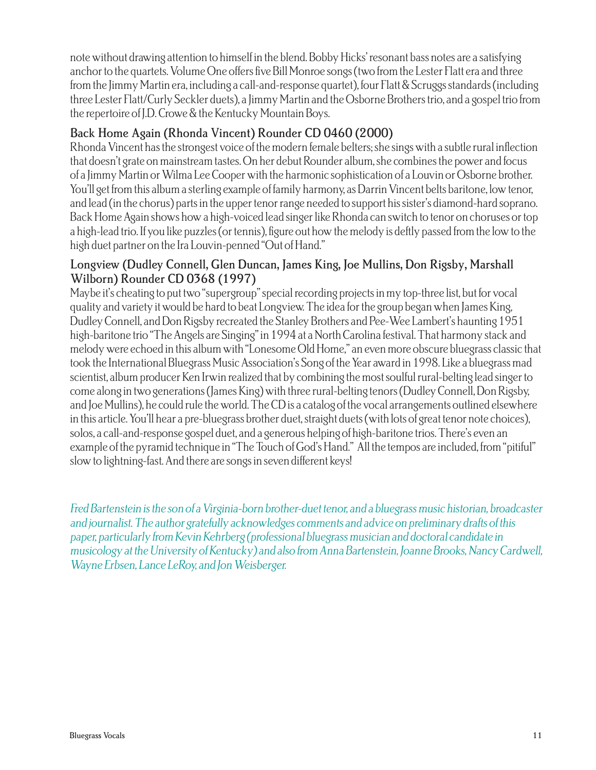note without drawing attention to himself in the blend. Bobby Hicks' resonant bass notes are a satisfying anchor to the quartets. Volume One offers five Bill Monroe songs (two from the Lester Flatt era and three from the Jimmy Martin era, including a call-and-response quartet), four Flatt & Scruggs standards (including three Lester Flatt/Curly Seckler duets), a Jimmy Martin and the Osborne Brothers trio, and a gospel trio from the repertoire of J.D. Crowe & the Kentucky Mountain Boys.

### Back Home Again (Rhonda Vincent) Rounder CD 0460 (2000)

Rhonda Vincent has the strongest voice of the modern female belters; she sings with a subtle rural inflection that doesn't grate on mainstream tastes. On her debut Rounder album, she combines the power and focus of a Jimmy Martin or Wilma Lee Cooper with the harmonic sophistication of a Louvin or Osborne brother. You'll get from this album a sterling example of family harmony, as Darrin Vincent belts baritone, low tenor, and lead (in the chorus) parts in the upper tenor range needed to support his sister's diamond-hard soprano. Back Home Again shows how a high-voiced lead singer like Rhonda can switch to tenor on choruses or top a high-lead trio. If you like puzzles (or tennis), figure out how the melody is deftly passed from the low to the high duet partner on the Ira Louvin-penned "Out of Hand."

### Longview (Dudley Connell, Glen Duncan, James King, Joe Mullins, Don Rigsby, Marshall Wilborn) Rounder CD 0368 (1997)

Maybe it's cheating to put two "supergroup" special recording projects in my top-three list, but for vocal quality and variety it would be hard to beat Longview. The idea for the group began when James King, Dudley Connell, and Don Rigsby recreated the Stanley Brothers and Pee-Wee Lambert's haunting 1951 high-baritone trio "The Angels are Singing" in 1994 at a North Carolina festival. That harmony stack and melody were echoed in this album with "Lonesome Old Home," an even more obscure bluegrass classic that took the International Bluegrass Music Association's Song of the Year award in 1998. Like a bluegrass mad scientist, album producer Ken Irwin realized that by combining the most soulful rural-belting lead singer to come along in two generations (James King) with three rural-belting tenors (Dudley Connell, Don Rigsby, and Joe Mullins), he could rule the world. The CD is a catalog of the vocal arrangements outlined elsewhere in this article. You'll hear a pre-bluegrass brother duet, straight duets (with lots of great tenor note choices), solos, a call-and-response gospel duet, and a generous helping of high-baritone trios. There's even an example of the pyramid technique in "The Touch of God's Hand." All the tempos are included, from "pitiful" slow to lightning-fast. And there are songs in seven different keys!

*Fred Bartenstein is the son of a Virginia-born brother-duet tenor, and a bluegrass music historian, broadcaster and journalist. The author gratefully acknowledges comments and advice on preliminary drafts of this paper, particularly from Kevin Kehrberg (professional bluegrass musician and doctoral candidate in musicology at the University of Kentucky) and also from Anna Bartenstein, Joanne Brooks, Nancy Cardwell, Wayne Erbsen, Lance LeRoy, and Jon Weisberger.*